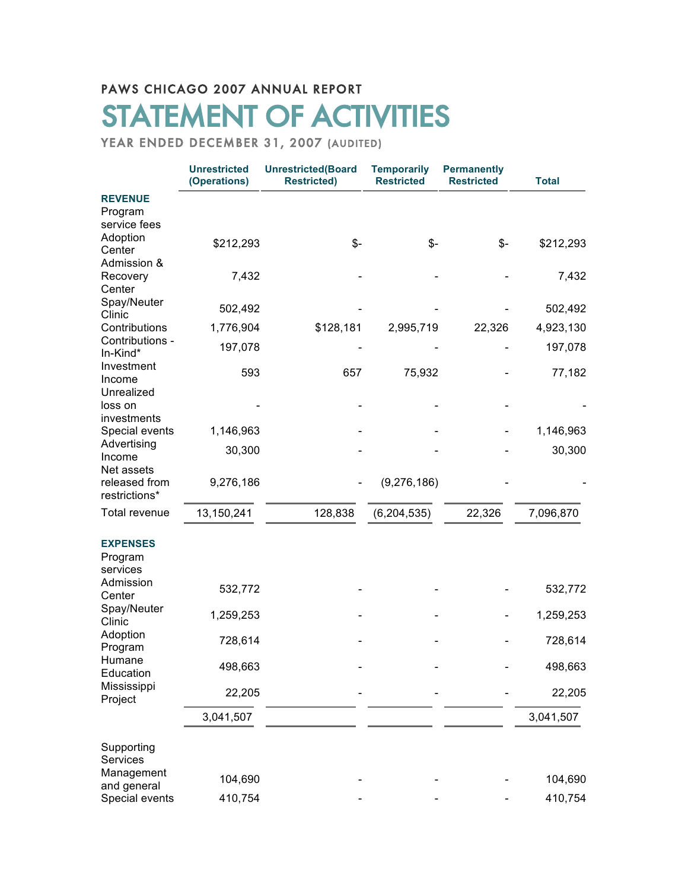PAWS CHICAGO 2007 ANNUAL REPORT

# STATEMENT OF ACTIVITIES

YEAR ENDED DECEMBER 31, 2007 (AUDITED)

| | Unrestricted (Operations) | Unrestricted(Board Restricted) | Temporarily Restricted | Permanently Restricted | Total |
|---|---|---|---|---|---|
| **REVENUE** | | | | | |
| Program service fees | | | | | |
| Adoption Center | $212,293 | $- | $- | $- | $212,293 |
| Admission & Recovery Center | 7,432 | - | - | - | 7,432 |
| Spay/Neuter Clinic | 502,492 | - | - | - | 502,492 |
| Contributions | 1,776,904 | $128,181 | 2,995,719 | 22,326 | 4,923,130 |
| Contributions - In-Kind* | 197,078 | - | - | - | 197,078 |
| Investment Income | 593 | 657 | 75,932 | - | 77,182 |
| Unrealized loss on investments | - | - | - | - | - |
| Special events | 1,146,963 | - | - | - | 1,146,963 |
| Advertising Income | 30,300 | - | - | - | 30,300 |
| Net assets released from restrictions* | 9,276,186 | - | (9,276,186) | - | - |
| Total revenue | 13,150,241 | 128,838 | (6,204,535) | 22,326 | 7,096,870 |
| **EXPENSES** | | | | | |
| Program services | | | | | |
| Admission Center | 532,772 | - | - | - | 532,772 |
| Spay/Neuter Clinic | 1,259,253 | - | - | - | 1,259,253 |
| Adoption Program | 728,614 | - | - | - | 728,614 |
| Humane Education | 498,663 | - | - | - | 498,663 |
| Mississippi Project | 22,205 | - | - | - | 22,205 |
| | 3,041,507 | | | | 3,041,507 |
| Supporting Services | | | | | |
| Management and general | 104,690 | - | - | - | 104,690 |
| Special events | 410,754 | - | - | - | 410,754 |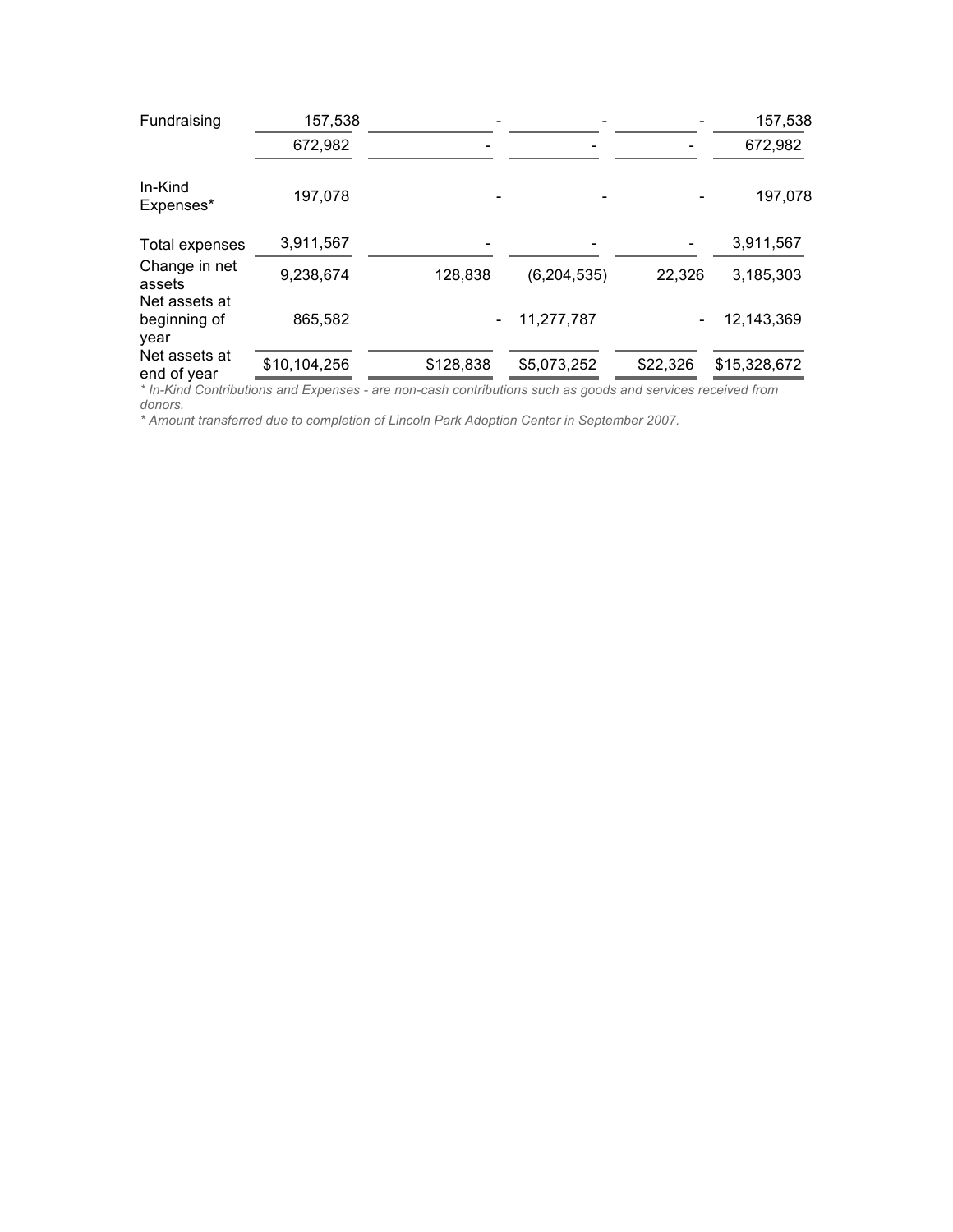| | | | | | |
|---|---|---|---|---|---|
| Fundraising | 157,538 | - | - | - | 157,538 |
| | 672,982 | - | - | - | 672,982 |
| In-Kind Expenses* | 197,078 | - | - | - | 197,078 |
| Total expenses | 3,911,567 | - | - | - | 3,911,567 |
| Change in net assets | 9,238,674 | 128,838 | (6,204,535) | 22,326 | 3,185,303 |
| Net assets at beginning of year | 865,582 | - | 11,277,787 | - | 12,143,369 |
| Net assets at end of year | $10,104,256 | $128,838 | $5,073,252 | $22,326 | $15,328,672 |

*\* In-Kind Contributions and Expenses - are non-cash contributions such as goods and services received from donors.*

*\* Amount transferred due to completion of Lincoln Park Adoption Center in September 2007.*